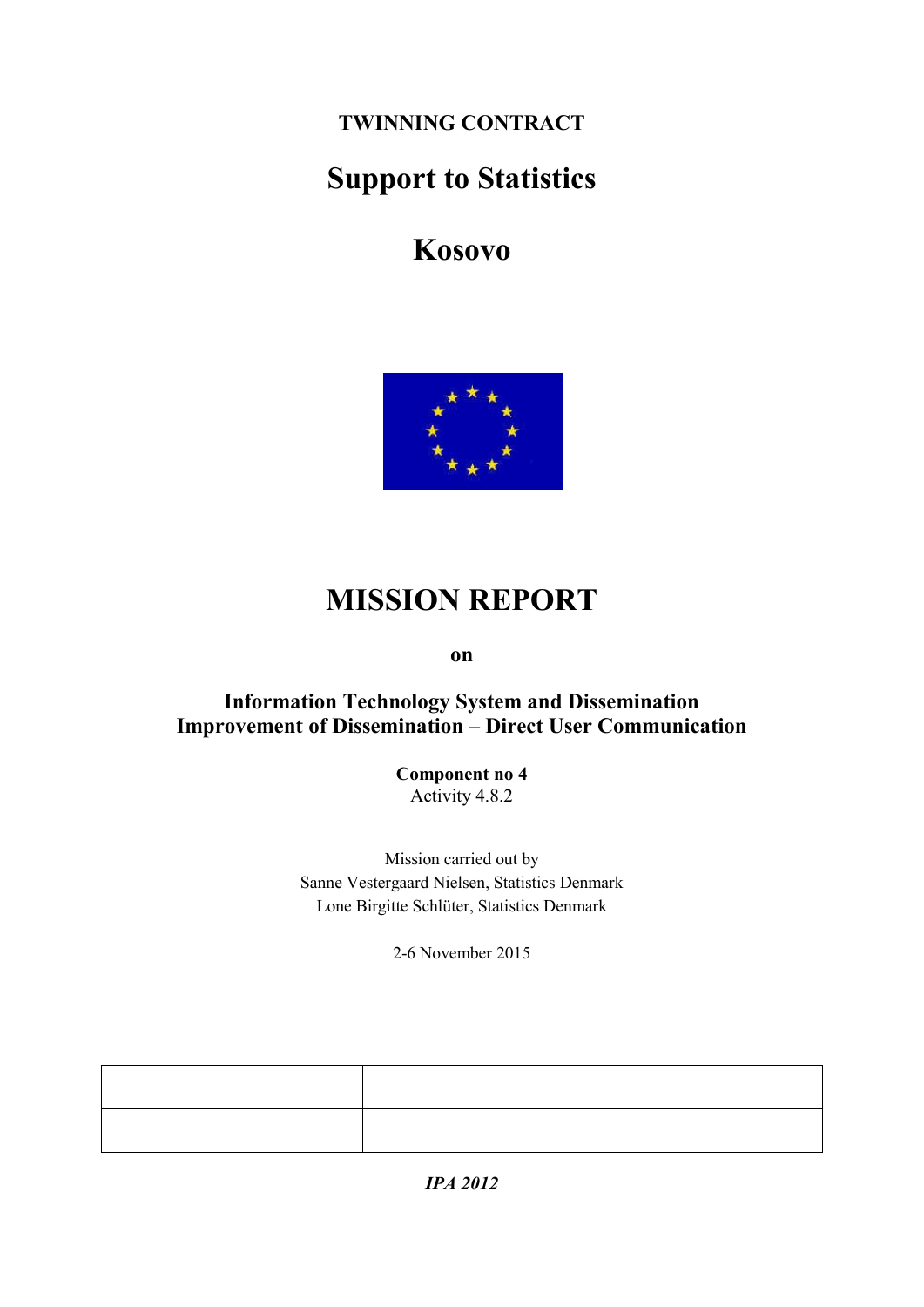**TWINNING CONTRACT**

# Support to Statistics

# Kosovo

# MISSION REPORT

**on**

**Information Technology System and Dissemination**
**Improvement of Dissemination – Direct User Communication**

**Component no 4**
Activity 4.8.2

Mission carried out by
Sanne Vestergaard Nielsen, Statistics Denmark
Lone Birgitte Schlüter, Statistics Denmark

2-6 November 2015

| | | |
|---|---|---|
| | | |

***IPA 2012***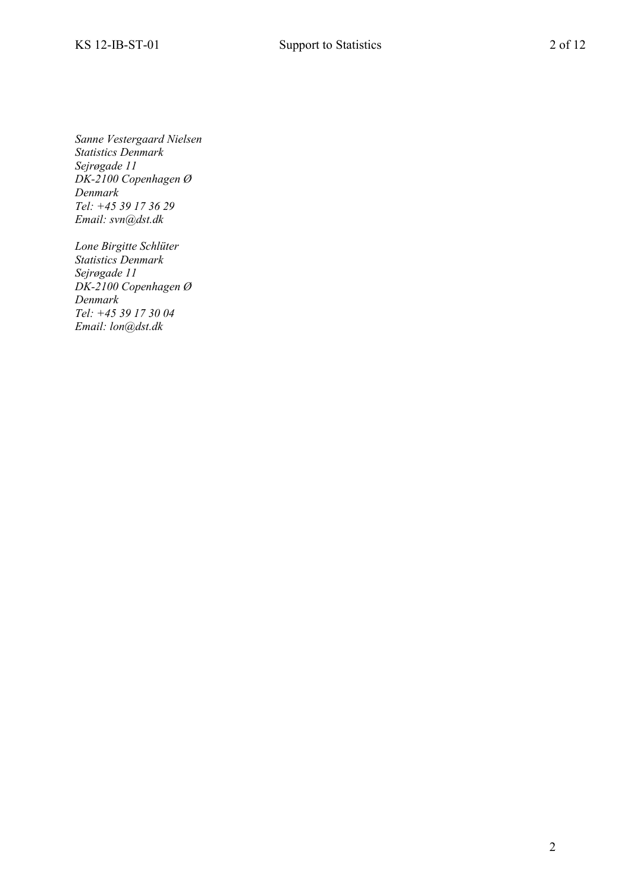*Sanne Vestergaard Nielsen*
*Statistics Denmark*
*Sejrøgade 11*
*DK-2100 Copenhagen Ø*
*Denmark*
*Tel: +45 39 17 36 29*
*Email: svn@dst.dk*

*Lone Birgitte Schlüter*
*Statistics Denmark*
*Sejrøgade 11*
*DK-2100 Copenhagen Ø*
*Denmark*
*Tel: +45 39 17 30 04*
*Email: lon@dst.dk*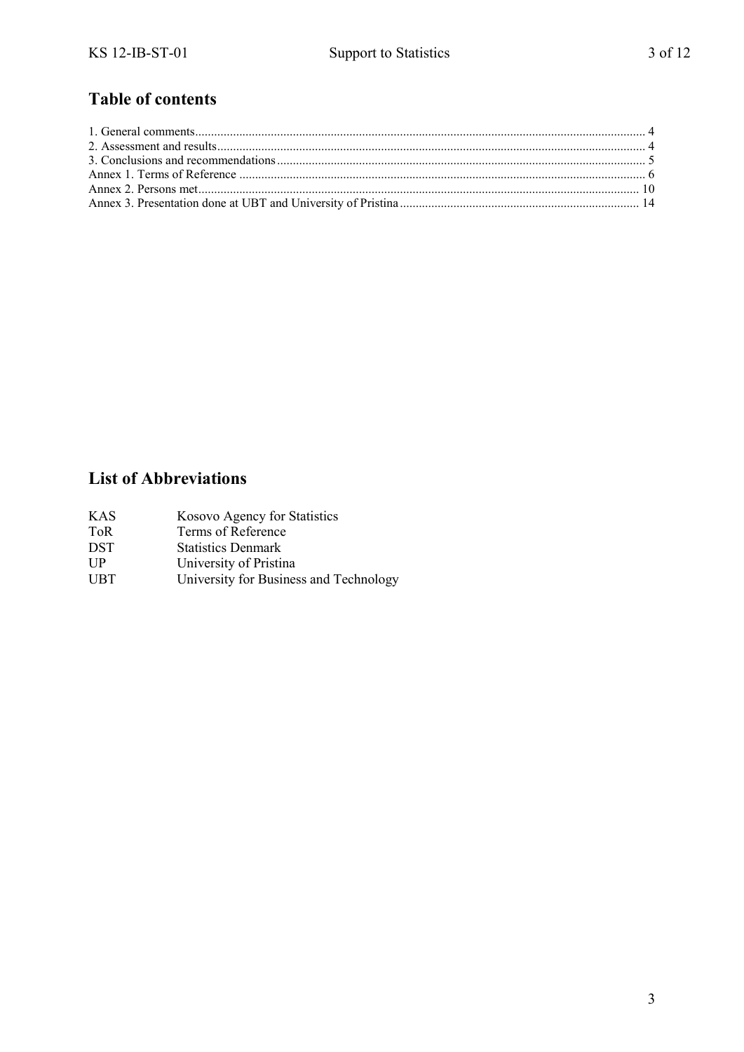## Table of contents

1. General comments........................................................................................................................................ 4
2. Assessment and results.................................................................................................................................. 4
3. Conclusions and recommendations................................................................................................................ 5
Annex 1. Terms of Reference ............................................................................................................................ 6
Annex 2. Persons met........................................................................................................................................ 10
Annex 3. Presentation done at UBT and University of Pristina......................................................................... 14

## List of Abbreviations

| | |
|---|---|
| KAS | Kosovo Agency for Statistics |
| ToR | Terms of Reference |
| DST | Statistics Denmark |
| UP | University of Pristina |
| UBT | University for Business and Technology |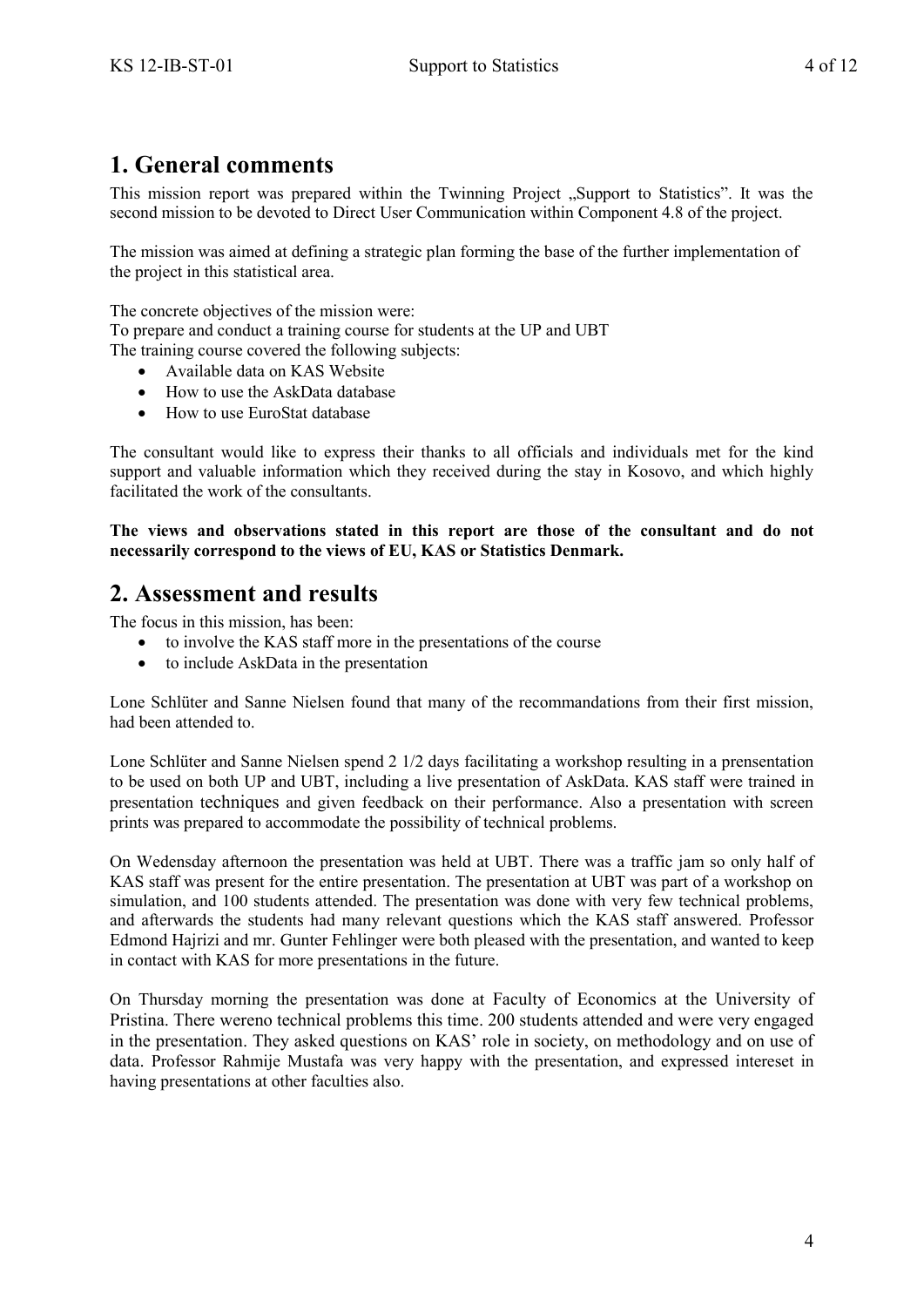# 1. General comments

This mission report was prepared within the Twinning Project „Support to Statistics". It was the second mission to be devoted to Direct User Communication within Component 4.8 of the project.

The mission was aimed at defining a strategic plan forming the base of the further implementation of the project in this statistical area.

The concrete objectives of the mission were:
To prepare and conduct a training course for students at the UP and UBT
The training course covered the following subjects:

- Available data on KAS Website
- How to use the AskData database
- How to use EuroStat database

The consultant would like to express their thanks to all officials and individuals met for the kind support and valuable information which they received during the stay in Kosovo, and which highly facilitated the work of the consultants.

**The views and observations stated in this report are those of the consultant and do not necessarily correspond to the views of EU, KAS or Statistics Denmark.**

# 2. Assessment and results

The focus in this mission, has been:

- to involve the KAS staff more in the presentations of the course
- to include AskData in the presentation

Lone Schlüter and Sanne Nielsen found that many of the recommandations from their first mission, had been attended to.

Lone Schlüter and Sanne Nielsen spend 2 1/2 days facilitating a workshop resulting in a prensentation to be used on both UP and UBT, including a live presentation of AskData. KAS staff were trained in presentation techniques and given feedback on their performance. Also a presentation with screen prints was prepared to accommodate the possibility of technical problems.

On Wedensday afternoon the presentation was held at UBT. There was a traffic jam so only half of KAS staff was present for the entire presentation. The presentation at UBT was part of a workshop on simulation, and 100 students attended. The presentation was done with very few technical problems, and afterwards the students had many relevant questions which the KAS staff answered. Professor Edmond Hajrizi and mr. Gunter Fehlinger were both pleased with the presentation, and wanted to keep in contact with KAS for more presentations in the future.

On Thursday morning the presentation was done at Faculty of Economics at the University of Pristina. There wereno technical problems this time. 200 students attended and were very engaged in the presentation. They asked questions on KAS' role in society, on methodology and on use of data. Professor Rahmije Mustafa was very happy with the presentation, and expressed intereset in having presentations at other faculties also.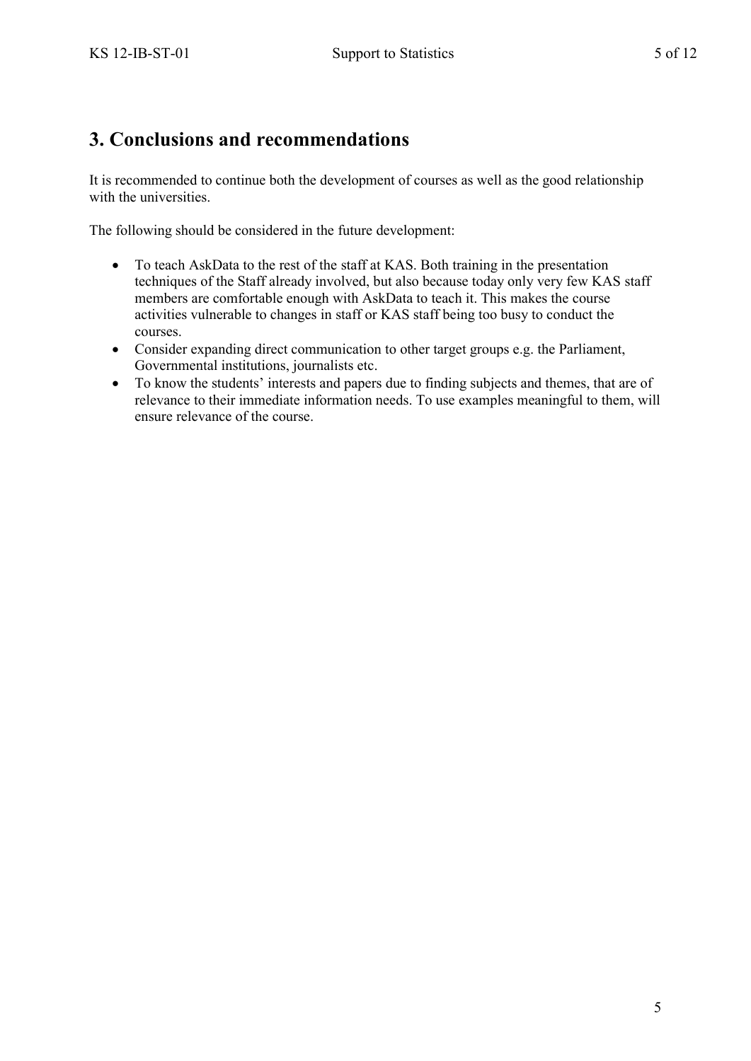# 3. Conclusions and recommendations

It is recommended to continue both the development of courses as well as the good relationship with the universities.

The following should be considered in the future development:

- To teach AskData to the rest of the staff at KAS. Both training in the presentation techniques of the Staff already involved, but also because today only very few KAS staff members are comfortable enough with AskData to teach it. This makes the course activities vulnerable to changes in staff or KAS staff being too busy to conduct the courses.
- Consider expanding direct communication to other target groups e.g. the Parliament, Governmental institutions, journalists etc.
- To know the students' interests and papers due to finding subjects and themes, that are of relevance to their immediate information needs. To use examples meaningful to them, will ensure relevance of the course.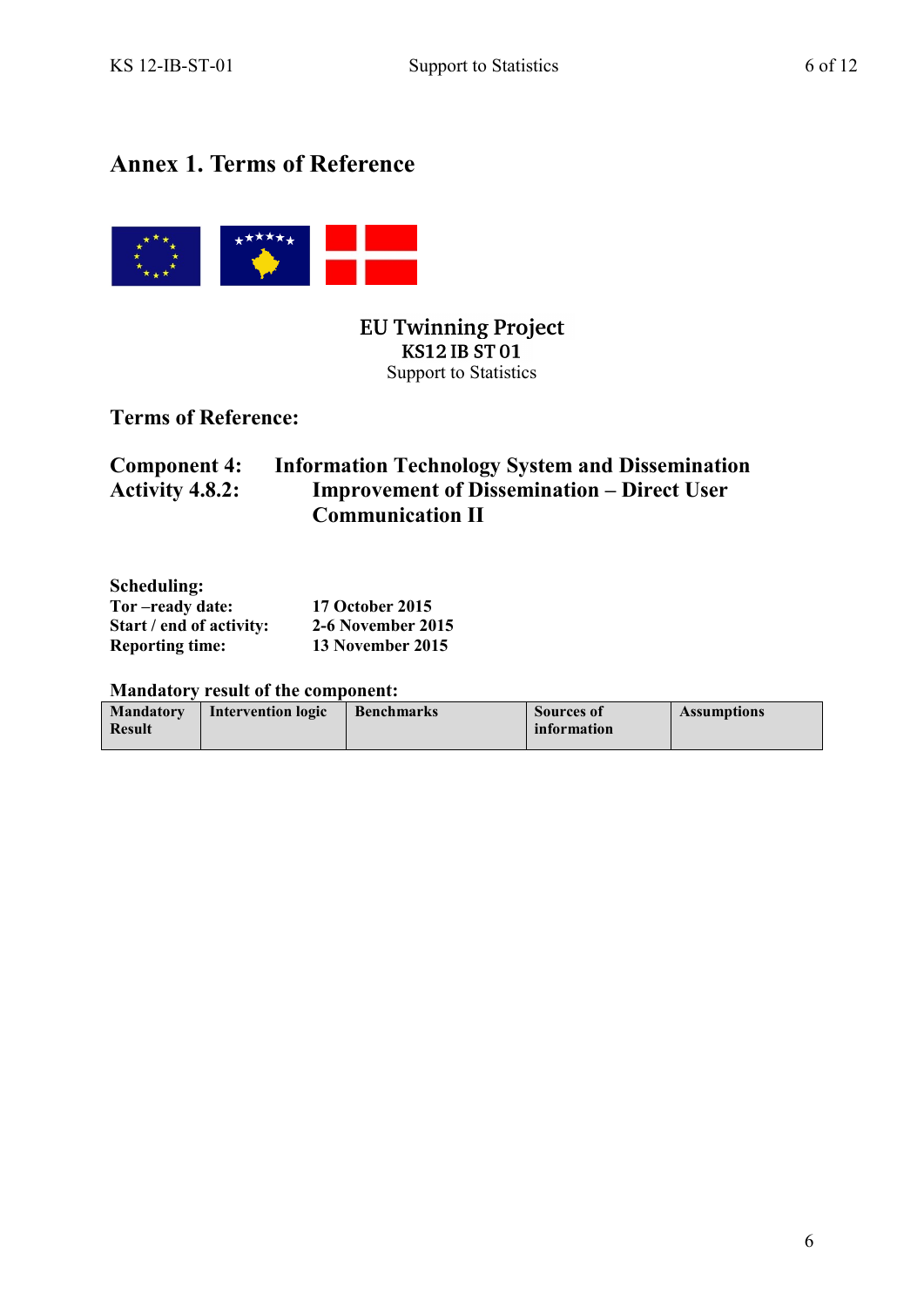# Annex 1. Terms of Reference

**EU Twinning Project**
**KS12 IB ST 01**
Support to Statistics

## Terms of Reference:

**Component 4: Information Technology System and Dissemination**
**Activity 4.8.2: Improvement of Dissemination – Direct User Communication II**

**Scheduling:**
**Tor –ready date:** 17 October 2015
**Start / end of activity:** 2-6 November 2015
**Reporting time:** 13 November 2015

**Mandatory result of the component:**

| Mandatory Result | Intervention logic | Benchmarks | Sources of information | Assumptions |
|---|---|---|---|---|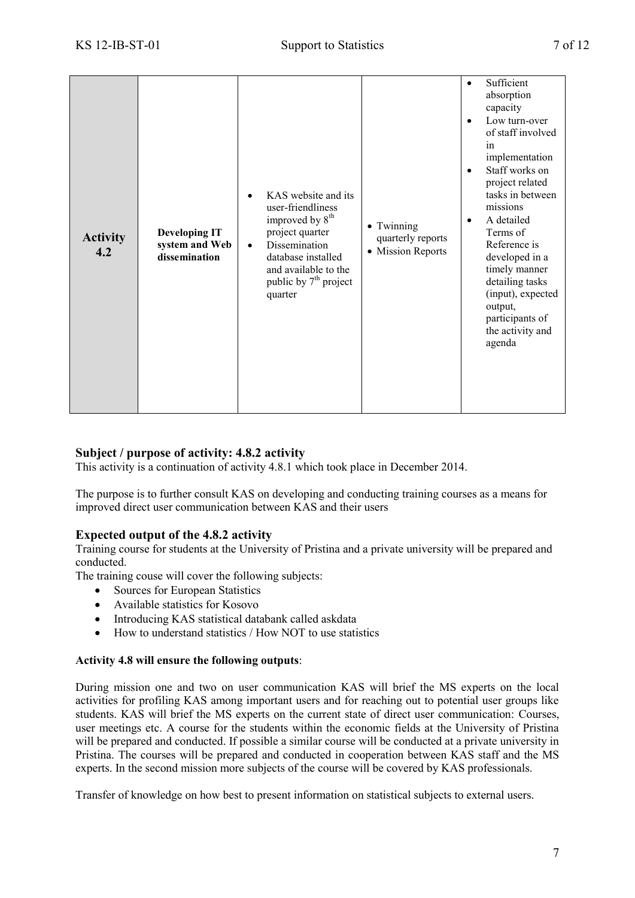| Activity 4.2 | Developing IT system and Web dissemination | • KAS website and its user-friendliness improved by 8th project quarter<br>• Dissemination database installed and available to the public by 7th project quarter | • Twinning quarterly reports<br>• Mission Reports | • Sufficient absorption capacity<br>• Low turn-over of staff involved in implementation<br>• Staff works on project related tasks in between missions<br>• A detailed Terms of Reference is developed in a timely manner detailing tasks (input), expected output, participants of the activity and agenda |
|---|---|---|---|---|

### Subject / purpose of activity: 4.8.2 activity

This activity is a continuation of activity 4.8.1 which took place in December 2014.

The purpose is to further consult KAS on developing and conducting training courses as a means for improved direct user communication between KAS and their users

### Expected output of the 4.8.2 activity

Training course for students at the University of Pristina and a private university will be prepared and conducted.

The training couse will cover the following subjects:

- Sources for European Statistics
- Available statistics for Kosovo
- Introducing KAS statistical databank called askdata
- How to understand statistics / How NOT to use statistics

**Activity 4.8 will ensure the following outputs**:

During mission one and two on user communication KAS will brief the MS experts on the local activities for profiling KAS among important users and for reaching out to potential user groups like students. KAS will brief the MS experts on the current state of direct user communication: Courses, user meetings etc. A course for the students within the economic fields at the University of Pristina will be prepared and conducted. If possible a similar course will be conducted at a private university in Pristina. The courses will be prepared and conducted in cooperation between KAS staff and the MS experts. In the second mission more subjects of the course will be covered by KAS professionals.

Transfer of knowledge on how best to present information on statistical subjects to external users.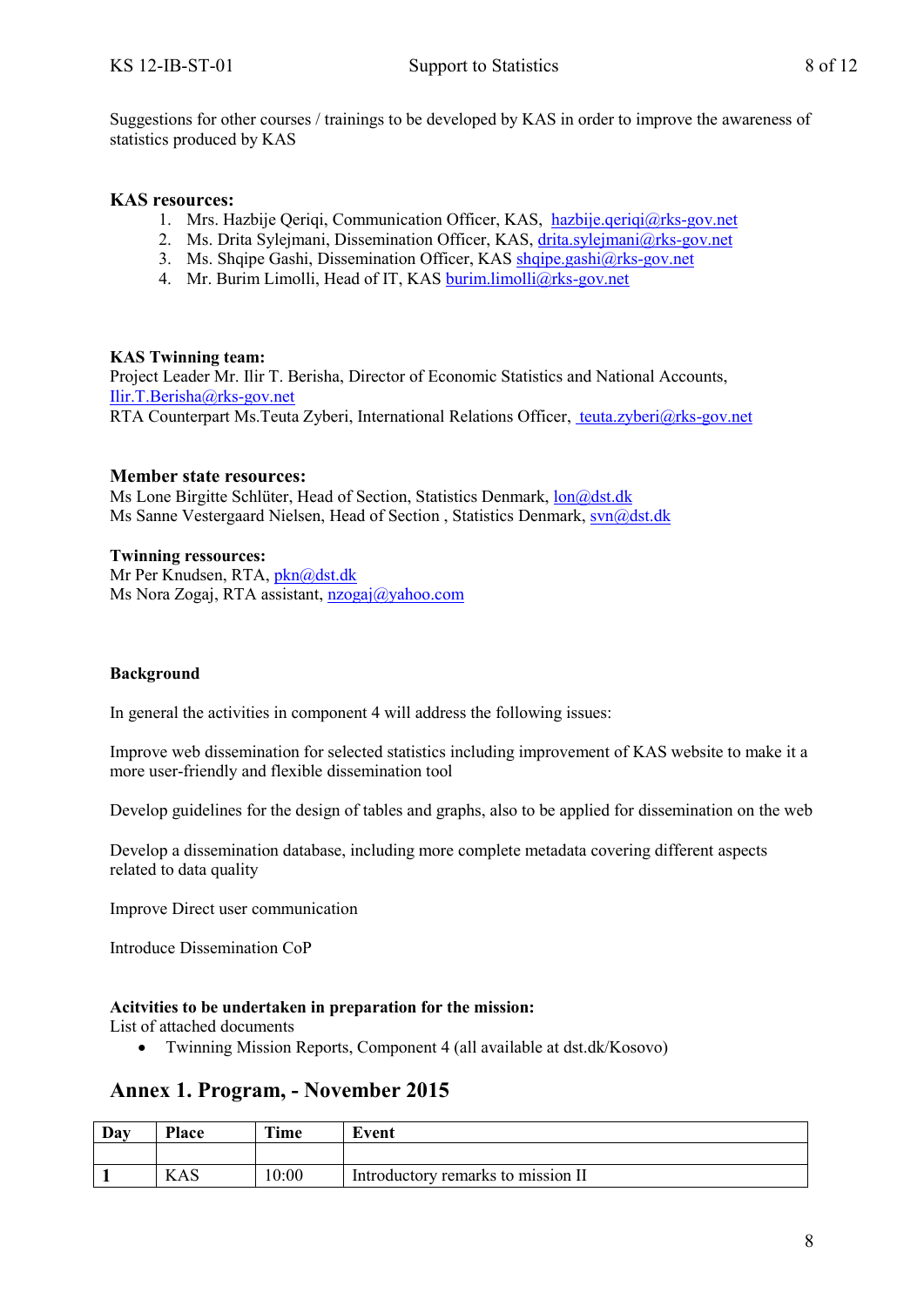Suggestions for other courses / trainings to be developed by KAS in order to improve the awareness of statistics produced by KAS

**KAS resources:**

1. Mrs. Hazbije Qeriqi, Communication Officer, KAS, hazbije.qeriqi@rks-gov.net
2. Ms. Drita Sylejmani, Dissemination Officer, KAS, drita.sylejmani@rks-gov.net
3. Ms. Shqipe Gashi, Dissemination Officer, KAS shqipe.gashi@rks-gov.net
4. Mr. Burim Limolli, Head of IT, KAS burim.limolli@rks-gov.net

**KAS Twinning team:**
Project Leader Mr. Ilir T. Berisha, Director of Economic Statistics and National Accounts, Ilir.T.Berisha@rks-gov.net
RTA Counterpart Ms.Teuta Zyberi, International Relations Officer, teuta.zyberi@rks-gov.net

**Member state resources:**
Ms Lone Birgitte Schlüter, Head of Section, Statistics Denmark, lon@dst.dk
Ms Sanne Vestergaard Nielsen, Head of Section , Statistics Denmark, svn@dst.dk

**Twinning ressources:**
Mr Per Knudsen, RTA, pkn@dst.dk
Ms Nora Zogaj, RTA assistant, nzogaj@yahoo.com

**Background**

In general the activities in component 4 will address the following issues:

Improve web dissemination for selected statistics including improvement of KAS website to make it a more user-friendly and flexible dissemination tool

Develop guidelines for the design of tables and graphs, also to be applied for dissemination on the web

Develop a dissemination database, including more complete metadata covering different aspects related to data quality

Improve Direct user communication

Introduce Dissemination CoP

**Acitvities to be undertaken in preparation for the mission:**
List of attached documents

- Twinning Mission Reports, Component 4 (all available at dst.dk/Kosovo)

## Annex 1. Program, - November 2015

| Day | Place | Time | Event |
|---|---|---|---|
| | | | |
| **1** | KAS | 10:00 | Introductory remarks to mission II |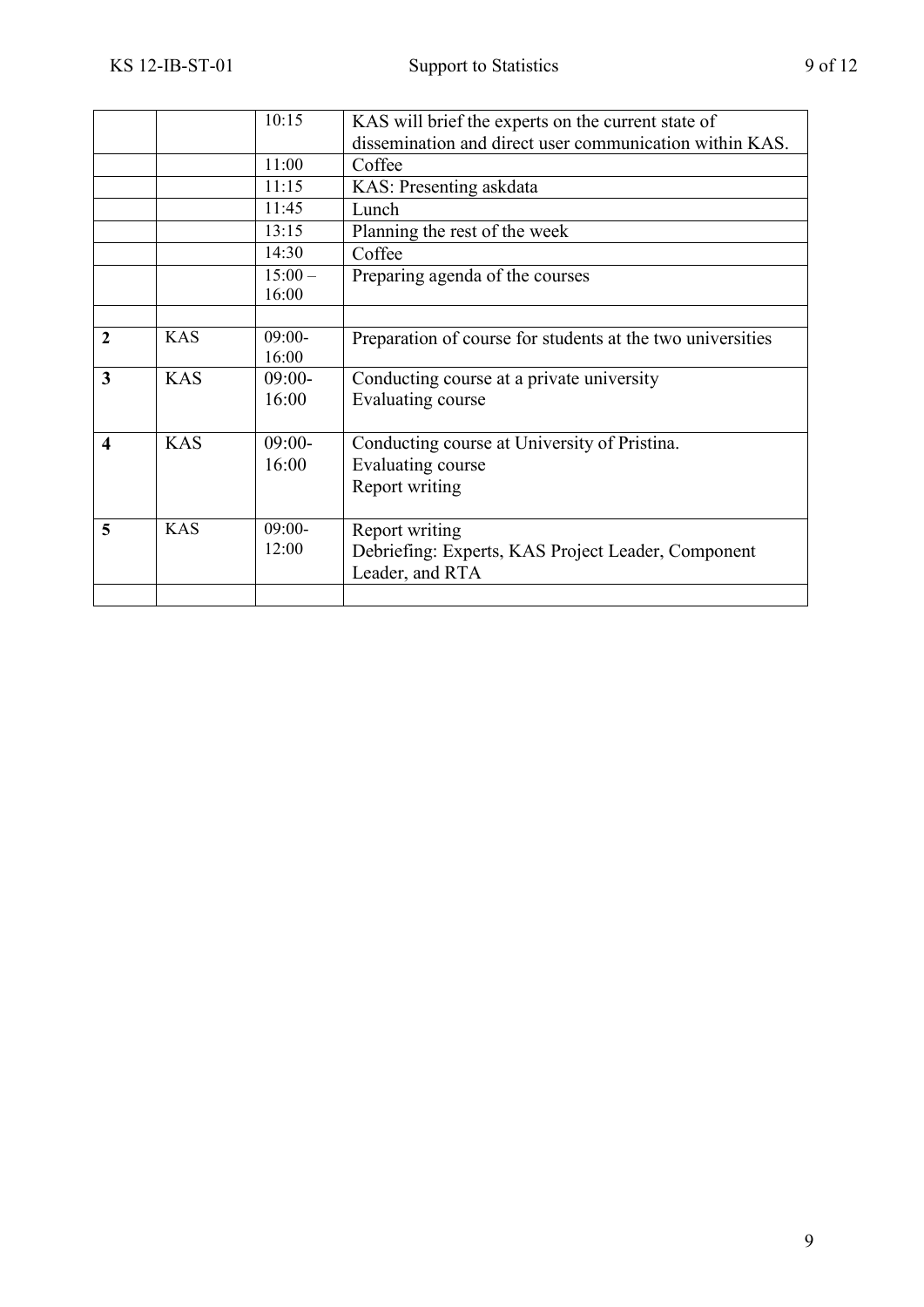|  |  |  |  |
|---|---|---|---|
|  |  | 10:15 | KAS will brief the experts on the current state of dissemination and direct user communication within KAS. |
|  |  | 11:00 | Coffee |
|  |  | 11:15 | KAS: Presenting askdata |
|  |  | 11:45 | Lunch |
|  |  | 13:15 | Planning the rest of the week |
|  |  | 14:30 | Coffee |
|  |  | 15:00 – 16:00 | Preparing agenda of the courses |
|  |  |  |  |
| **2** | KAS | 09:00-16:00 | Preparation of course for students at the two universities |
| **3** | KAS | 09:00-16:00 | Conducting course at a private university<br>Evaluating course |
| **4** | KAS | 09:00-16:00 | Conducting course at University of Pristina.<br>Evaluating course<br>Report writing |
| **5** | KAS | 09:00-12:00 | Report writing<br>Debriefing: Experts, KAS Project Leader, Component Leader, and RTA |
|  |  |  |  |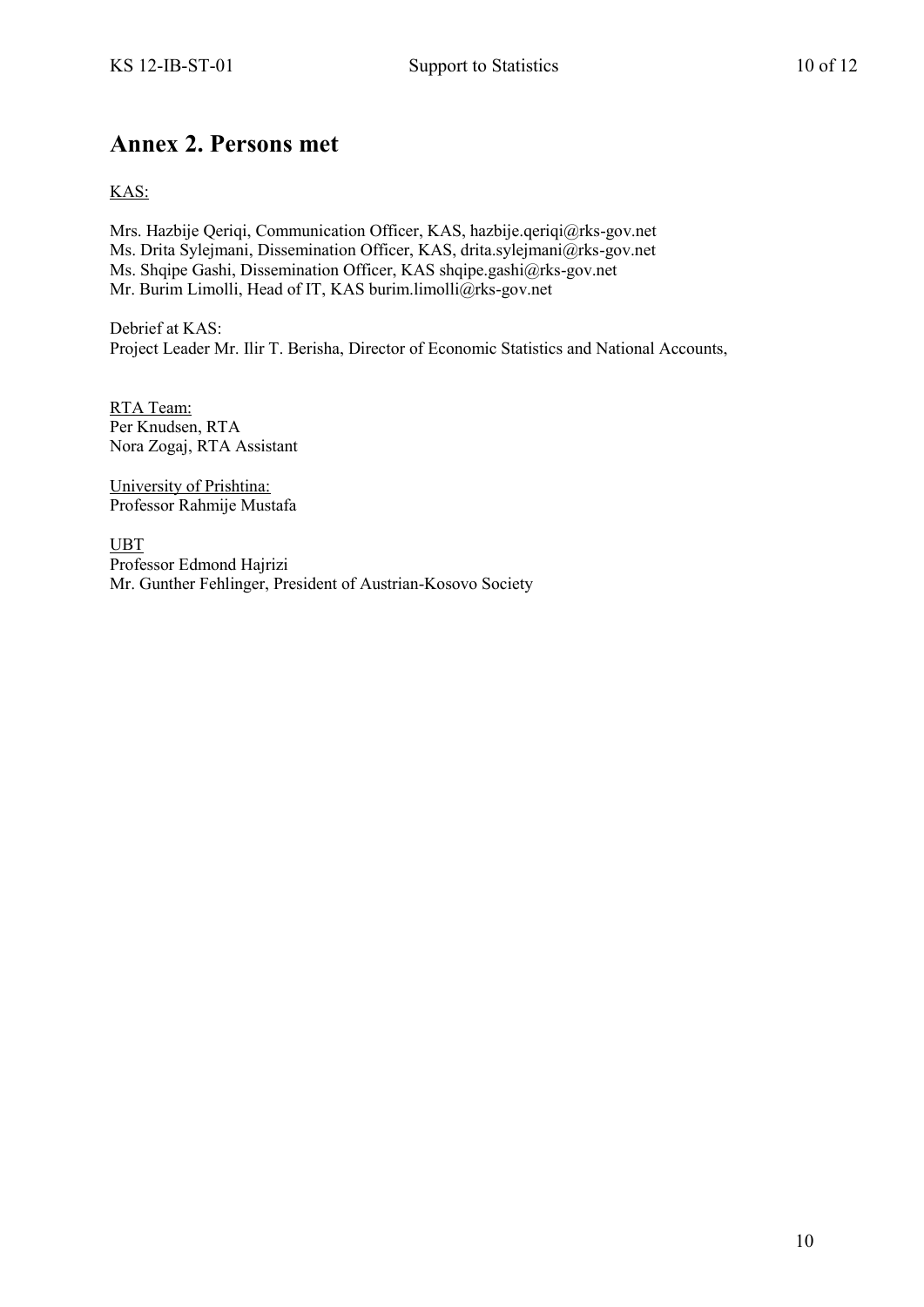# Annex 2. Persons met

KAS:

Mrs. Hazbije Qeriqi, Communication Officer, KAS, hazbije.qeriqi@rks-gov.net
Ms. Drita Sylejmani, Dissemination Officer, KAS, drita.sylejmani@rks-gov.net
Ms. Shqipe Gashi, Dissemination Officer, KAS shqipe.gashi@rks-gov.net
Mr. Burim Limolli, Head of IT, KAS burim.limolli@rks-gov.net

Debrief at KAS:
Project Leader Mr. Ilir T. Berisha, Director of Economic Statistics and National Accounts,

RTA Team:
Per Knudsen, RTA
Nora Zogaj, RTA Assistant

University of Prishtina:
Professor Rahmije Mustafa

UBT
Professor Edmond Hajrizi
Mr. Gunther Fehlinger, President of Austrian-Kosovo Society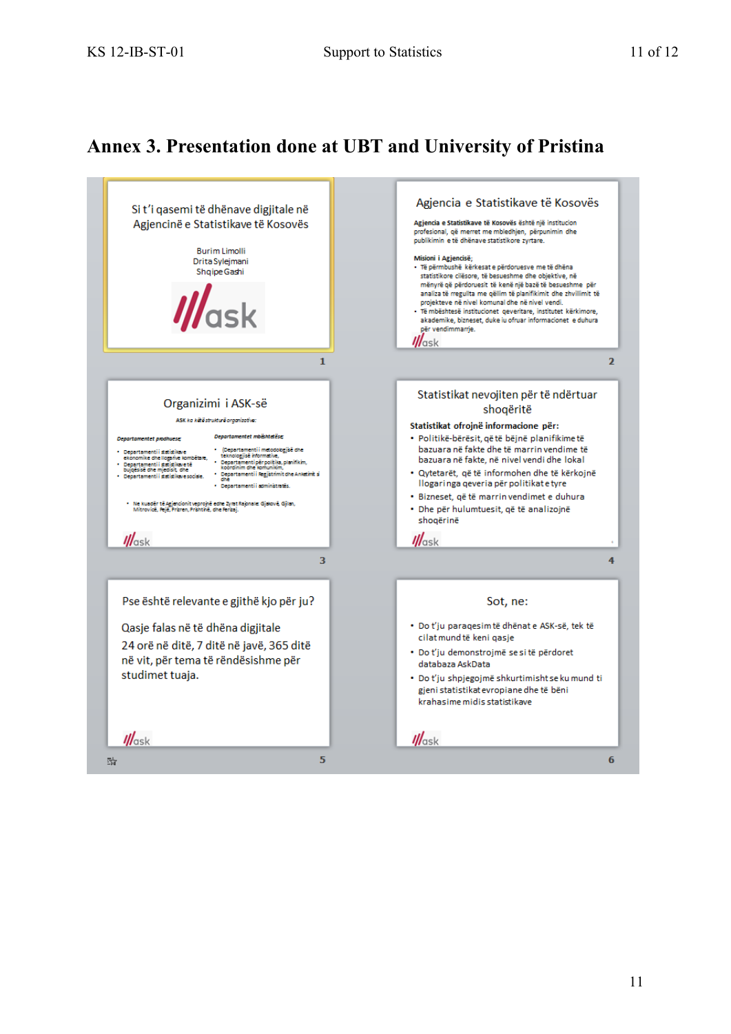# Annex 3. Presentation done at UBT and University of Pristina

Si t'i qasemi të dhënave digjitale në Agjencinë e Statistikave të Kosovës

Burim Limolli
Drita Sylejmani
Shqipe Gashi

ask

1

Agjencia e Statistikave të Kosovës

Agjencia e Statistikave të Kosovës është një institucion profesional, që merret me mbledhjen, përpunimin dhe publikimin e të dhënave statistikore zyrtare.

Misioni i Agjencisë;

- Të përmbushë kërkesat e përdoruesve me të dhëna statistikore cilësore, të besueshme dhe objektive, në mënyrë që përdoruesit të kenë një bazë të besueshme për analiza të rregullta me qëllim të planifikimit dhe zhvillimit të projekteve në nivel komunal dhe në nivel vendi.
- Të mbështesë institucionet qeveritare, institutet kërkimore, akademike, bizneset, duke iu ofruar informacionet e duhura për vendimmarrje.

ask

2

Organizimi i ASK-së

ASK ka këtë strukturë organizative:

Departamentet prodhuese:

- Departamenti i statistikave ekonomike dhe llogarive kombëtare,
- Departamenti i statistikave të bujqësisë dhe mjedisit, dhe
- Departamenti i statistikave sociale.

Departamentet mbështetëse:

- Departamenti i metodologjisë dhe teknologjisë informative,
- Departamenti për politika, planifikim, koordinim dhe komunikim,
- Departamenti i Regjistrimit dhe Anketimit si dhe
- Departamenti i administratës.

- Ne kuadër të Agjencionit veprojnë edhe Zyrat Rajonale: Gjakovë, Gjilan, Mitrovicë, Pejë, Prizren, Prishtinë, dhe Ferizaj.

ask

3

Statistikat nevojiten për të ndërtuar shoqëritë

Statistikat ofrojnë informacione për:

- Politikë-bërësit, që të bëjnë planifikime të bazuara në fakte dhe të marrin vendime të bazuara në fakte, në nivel vendi dhe lokal
- Qytetarët, që të informohen dhe të kërkojnë llogari nga qeveria për politikat e tyre
- Bizneset, që të marrin vendimet e duhura
- Dhe për hulumtuesit, që të analizojnë shoqërinë

ask

4

Pse është relevante e gjithë kjo për ju?

Qasje falas në të dhëna digjitale

24 orë në ditë, 7 ditë në javë, 365 ditë në vit, për tema të rëndësishme për studimet tuaja.

ask

5

Sot, ne:

- Do t'ju paraqesim të dhënat e ASK-së, tek të cilat mund të keni qasje
- Do t'ju demonstrojmë se si të përdoret databaza AskData
- Do t'ju shpjegojmë shkurtimisht se ku mund ti gjeni statistikat evropiane dhe të bëni krahasime midis statistikave

ask

6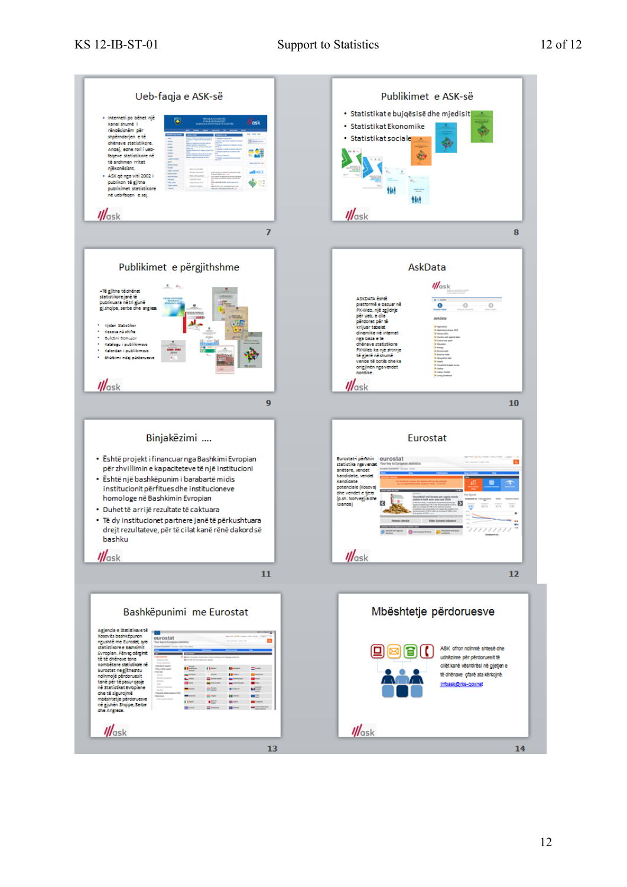## Ueb-faqja e ASK-së

- Interneti po bëhet një kanal shumë i rëndësishëm për shpërndarjen e të dhënave statistikore. Andaj, edhe roli i ueb-faqeve statistikore në të ardhmen rritet njëkohësisht.
- ASK që nga viti 2002 i publikon të gjitha publikimet statistikore në ueb-faqen e saj.

7

## Publikimet e ASK-së

- Statistikat e bujqësisë dhe mjedisit
- Statistikat Ekonomike
- Statistikat sociale

8

## Publikimet e përgjithshme

- Të gjitha të dhënat statistikore janë të publikuara në tri gjuhë gj.shqipe, serbe dhe angleze.

- Vjetari Statistikor
- Kosova në shifra
- Buletini tremujor
- Katalogu i publikimeve
- Kalendari i publikimeve
- Shërbimi ndaj përdoruesve

9

## AskData

ASKDATA është platformë e bazuar në PX-Web, një zgjidhje për ueb, e cila përdoret për të krijuar tabelat dinamike në internet nga baza e të dhënave statistikore PX-Web ka një shtrirje të gjerë në shumë vende të botës dhe ka origjinën nga vendet nordike.

10

## Binjakëzimi ....

- Është projekt i financuar nga Bashkimi Evropian për zhvillimin e kapaciteteve të një institucioni
- Është një bashkëpunim i barabartë midis institucionit përfitues dhe institucioneve homologe në Bashkimin Evropian
- Duhet të arrijë rezultate të caktuara
- Të dy institucionet partnere janë të përkushtuara drejt rezultateve, për të cilat kanë rënë dakord së bashku

11

## Eurostat

Eurostat-i përfshin statistika nga vendet anëtare, vendet kandidate, vendet kandidate potenciale (Kosova) dhe vendet e tjera (p.sh. Norvegjia dhe Islanda)

12

## Bashkëpunimi me Eurostat

Agjencia e Statistikave të Kosovës bashkëpunon ngushtë me Eurostat, zyra statistikore e Bashkimit Evropian. Përveç dërgimit të të dhënave tona kombëtare statistikore në Eurostat në gjithashtu ndihmojë përdoruesit tanë për të pasur qasje në Statistikat Evropiane dhe të sigurojmë mbështetje përdoruesve në gjuhën Shqipe, Serbe dhe Angleze.

13

## Mbështetje përdoruesve

ASK ofron ndihmë sintezë dhe udhëzime për përdoruesit të cilët kanë vështirësi në gjetjen e të dhënave çfarë ata kërkojnë.

infoask@rks-gov.net

14